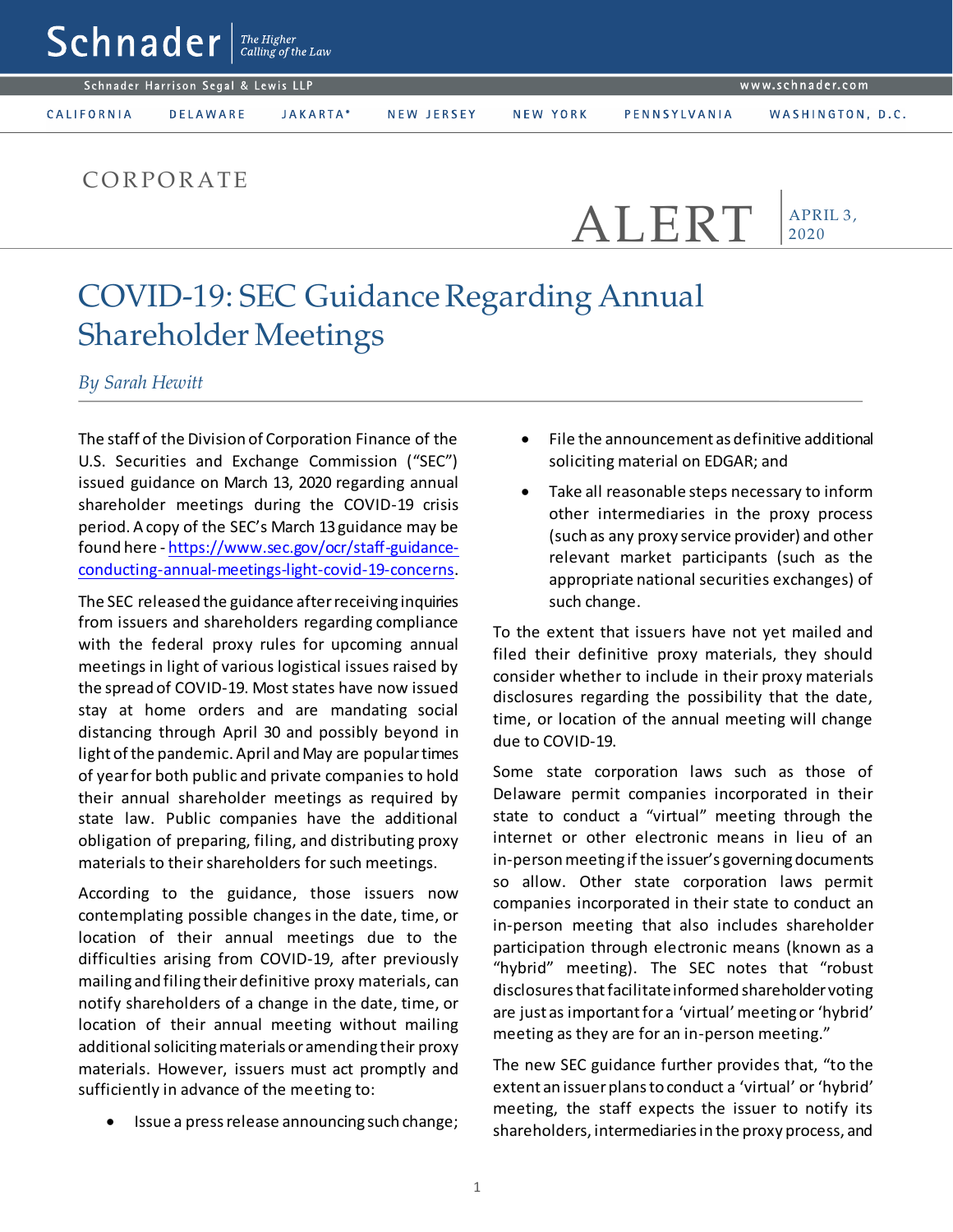Schnader | *The Higher Calling of the Law*

Schnader Harrison Segal & Lewis LLP | www.schnader.com

CALIFORNIA | DELAWARE | JAKARTA* | NEW JERSEY | NEW YORK | PENNSYLVANIA | WASHINGTON, D.C.

CORPORATE

ALERT | APRIL 3, 2020

# COVID-19: SEC Guidance Regarding Annual Shareholder Meetings

*By Sarah Hewitt*

The staff of the Division of Corporation Finance of the U.S. Securities and Exchange Commission ("SEC") issued guidance on March 13, 2020 regarding annual shareholder meetings during the COVID-19 crisis period. A copy of the SEC's March 13 guidance may be found here - [https://www.sec.gov/ocr/staff-guidance-conducting-annual-meetings-light-covid-19-concerns](https://www.sec.gov/ocr/staff-guidance-conducting-annual-meetings-light-covid-19-concerns).

The SEC released the guidance after receiving inquiries from issuers and shareholders regarding compliance with the federal proxy rules for upcoming annual meetings in light of various logistical issues raised by the spread of COVID-19. Most states have now issued stay at home orders and are mandating social distancing through April 30 and possibly beyond in light of the pandemic. April and May are popular times of year for both public and private companies to hold their annual shareholder meetings as required by state law. Public companies have the additional obligation of preparing, filing, and distributing proxy materials to their shareholders for such meetings.

According to the guidance, those issuers now contemplating possible changes in the date, time, or location of their annual meetings due to the difficulties arising from COVID-19, after previously mailing and filing their definitive proxy materials, can notify shareholders of a change in the date, time, or location of their annual meeting without mailing additional soliciting materials or amending their proxy materials. However, issuers must act promptly and sufficiently in advance of the meeting to:

- Issue a press release announcing such change;
- File the announcement as definitive additional soliciting material on EDGAR; and
- Take all reasonable steps necessary to inform other intermediaries in the proxy process (such as any proxy service provider) and other relevant market participants (such as the appropriate national securities exchanges) of such change.

To the extent that issuers have not yet mailed and filed their definitive proxy materials, they should consider whether to include in their proxy materials disclosures regarding the possibility that the date, time, or location of the annual meeting will change due to COVID-19.

Some state corporation laws such as those of Delaware permit companies incorporated in their state to conduct a "virtual" meeting through the internet or other electronic means in lieu of an in-person meeting if the issuer's governing documents so allow. Other state corporation laws permit companies incorporated in their state to conduct an in-person meeting that also includes shareholder participation through electronic means (known as a "hybrid" meeting). The SEC notes that "robust disclosures that facilitate informed shareholder voting are just as important for a 'virtual' meeting or 'hybrid' meeting as they are for an in-person meeting."

The new SEC guidance further provides that, "to the extent an issuer plans to conduct a 'virtual' or 'hybrid' meeting, the staff expects the issuer to notify its shareholders, intermediaries in the proxy process, and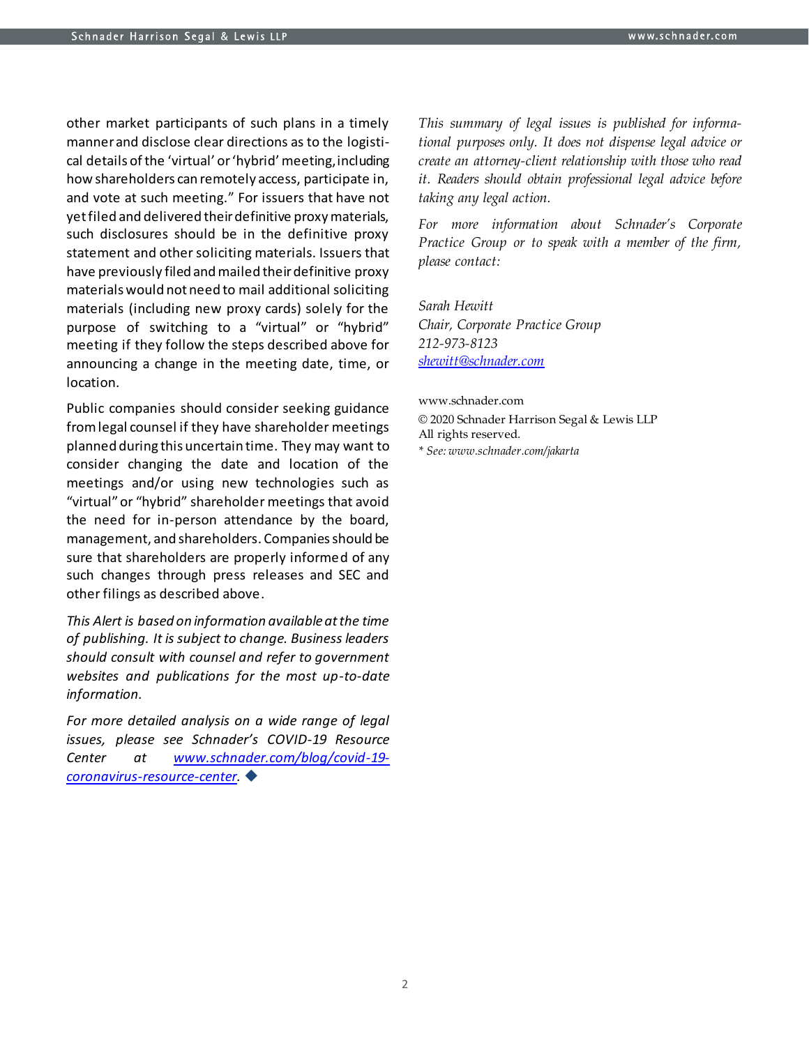other market participants of such plans in a timely manner and disclose clear directions as to the logistical details of the 'virtual' or 'hybrid' meeting, including how shareholders can remotely access, participate in, and vote at such meeting." For issuers that have not yet filed and delivered their definitive proxy materials, such disclosures should be in the definitive proxy statement and other soliciting materials. Issuers that have previously filed and mailed their definitive proxy materials would not need to mail additional soliciting materials (including new proxy cards) solely for the purpose of switching to a "virtual" or "hybrid" meeting if they follow the steps described above for announcing a change in the meeting date, time, or location.

Public companies should consider seeking guidance from legal counsel if they have shareholder meetings planned during this uncertain time. They may want to consider changing the date and location of the meetings and/or using new technologies such as "virtual" or "hybrid" shareholder meetings that avoid the need for in-person attendance by the board, management, and shareholders. Companies should be sure that shareholders are properly informed of any such changes through press releases and SEC and other filings as described above.

*This Alert is based on information available at the time of publishing. It is subject to change. Business leaders should consult with counsel and refer to government websites and publications for the most up-to-date information.*

*For more detailed analysis on a wide range of legal issues, please see Schnader's COVID-19 Resource Center at [www.schnader.com/blog/covid-19-coronavirus-resource-center](www.schnader.com/blog/covid-19-coronavirus-resource-center).* ◆

*This summary of legal issues is published for informational purposes only. It does not dispense legal advice or create an attorney-client relationship with those who read it. Readers should obtain professional legal advice before taking any legal action.*

*For more information about Schnader's Corporate Practice Group or to speak with a member of the firm, please contact:*

*Sarah Hewitt*
*Chair, Corporate Practice Group*
*212-973-8123*
*[shewitt@schnader.com](mailto:shewitt@schnader.com)*

www.schnader.com
© 2020 Schnader Harrison Segal & Lewis LLP
All rights reserved.
\* *See: www.schnader.com/jakarta*